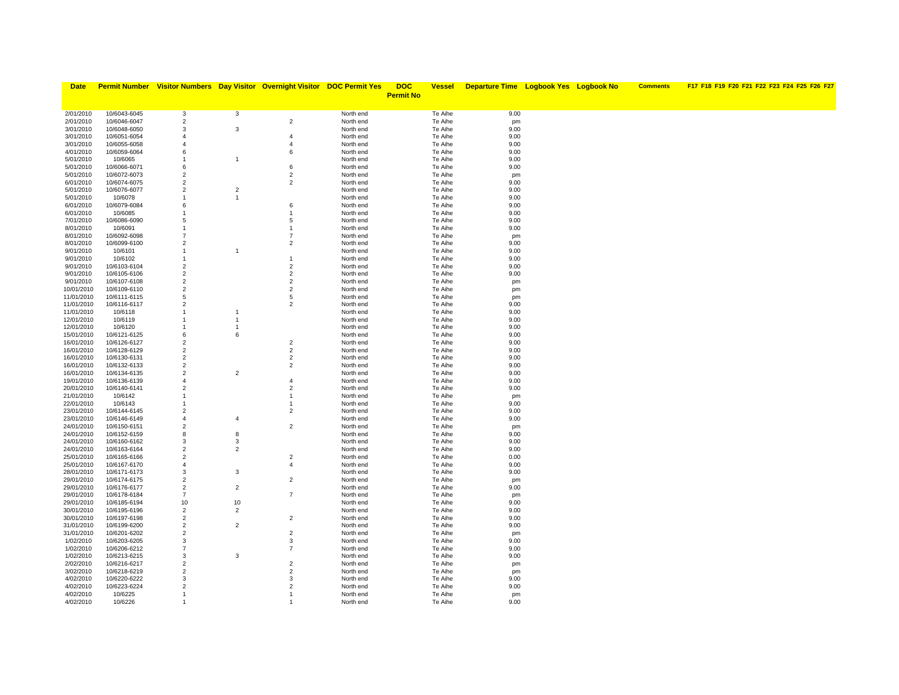| Date | Permit Number | Visitor Numbers | Day Visitor | Overnight Visitor | DOC Permit Yes | DOC Permit No | Vessel | Departure Time | Logbook Yes | Logbook No | Comments | F17 | F18 | F19 | F20 | F21 | F22 | F23 | F24 | F25 | F26 | F27 |
|---|---|---|---|---|---|---|---|---|---|---|---|---|---|---|---|---|---|---|---|---|---|---|
| 2/01/2010 | 10/6043-6045 | 3 | 3 | | North end | | Te Aihe | 9.00 | | | | | | | | | | | | | | |
| 2/01/2010 | 10/6046-6047 | 2 | | 2 | North end | | Te Aihe | pm | | | | | | | | | | | | | | |
| 3/01/2010 | 10/6048-6050 | 3 | 3 | | North end | | Te Aihe | 9.00 | | | | | | | | | | | | | | |
| 3/01/2010 | 10/6051-6054 | 4 | | 4 | North end | | Te Aihe | 9.00 | | | | | | | | | | | | | | |
| 3/01/2010 | 10/6055-6058 | 4 | | 4 | North end | | Te Aihe | 9.00 | | | | | | | | | | | | | | |
| 4/01/2010 | 10/6059-6064 | 6 | | 6 | North end | | Te Aihe | 9.00 | | | | | | | | | | | | | | |
| 5/01/2010 | 10/6065 | 1 | 1 | | North end | | Te Aihe | 9.00 | | | | | | | | | | | | | | |
| 5/01/2010 | 10/6066-6071 | 6 | | 6 | North end | | Te Aihe | 9.00 | | | | | | | | | | | | | | |
| 5/01/2010 | 10/6072-6073 | 2 | | 2 | North end | | Te Aihe | pm | | | | | | | | | | | | | | |
| 6/01/2010 | 10/6074-6075 | 2 | | 2 | North end | | Te Aihe | 9.00 | | | | | | | | | | | | | | |
| 5/01/2010 | 10/6076-6077 | 2 | 2 | | North end | | Te Aihe | 9.00 | | | | | | | | | | | | | | |
| 5/01/2010 | 10/6078 | 1 | 1 | | North end | | Te Aihe | 9.00 | | | | | | | | | | | | | | |
| 6/01/2010 | 10/6079-6084 | 6 | | 6 | North end | | Te Aihe | 9.00 | | | | | | | | | | | | | | |
| 6/01/2010 | 10/6085 | 1 | | 1 | North end | | Te Aihe | 9.00 | | | | | | | | | | | | | | |
| 7/01/2010 | 10/6086-6090 | 5 | | 5 | North end | | Te Aihe | 9.00 | | | | | | | | | | | | | | |
| 8/01/2010 | 10/6091 | 1 | | 1 | North end | | Te Aihe | 9.00 | | | | | | | | | | | | | | |
| 8/01/2010 | 10/6092-6098 | 7 | | 7 | North end | | Te Aihe | pm | | | | | | | | | | | | | | |
| 8/01/2010 | 10/6099-6100 | 2 | | 2 | North end | | Te Aihe | 9.00 | | | | | | | | | | | | | | |
| 9/01/2010 | 10/6101 | 1 | 1 | | North end | | Te Aihe | 9.00 | | | | | | | | | | | | | | |
| 9/01/2010 | 10/6102 | 1 | | 1 | North end | | Te Aihe | 9.00 | | | | | | | | | | | | | | |
| 9/01/2010 | 10/6103-6104 | 2 | | 2 | North end | | Te Aihe | 9.00 | | | | | | | | | | | | | | |
| 9/01/2010 | 10/6105-6106 | 2 | | 2 | North end | | Te Aihe | 9.00 | | | | | | | | | | | | | | |
| 9/01/2010 | 10/6107-6108 | 2 | | 2 | North end | | Te Aihe | pm | | | | | | | | | | | | | | |
| 10/01/2010 | 10/6109-6110 | 2 | | 2 | North end | | Te Aihe | pm | | | | | | | | | | | | | | |
| 11/01/2010 | 10/6111-6115 | 5 | | 5 | North end | | Te Aihe | pm | | | | | | | | | | | | | | |
| 11/01/2010 | 10/6116-6117 | 2 | | 2 | North end | | Te Aihe | 9.00 | | | | | | | | | | | | | | |
| 11/01/2010 | 10/6118 | 1 | 1 | | North end | | Te Aihe | 9.00 | | | | | | | | | | | | | | |
| 12/01/2010 | 10/6119 | 1 | 1 | | North end | | Te Aihe | 9.00 | | | | | | | | | | | | | | |
| 12/01/2010 | 10/6120 | 1 | 1 | | North end | | Te Aihe | 9.00 | | | | | | | | | | | | | | |
| 15/01/2010 | 10/6121-6125 | 6 | 6 | | North end | | Te Aihe | 9.00 | | | | | | | | | | | | | | |
| 16/01/2010 | 10/6126-6127 | 2 | | 2 | North end | | Te Aihe | 9.00 | | | | | | | | | | | | | | |
| 16/01/2010 | 10/6128-6129 | 2 | | 2 | North end | | Te Aihe | 9.00 | | | | | | | | | | | | | | |
| 16/01/2010 | 10/6130-6131 | 2 | | 2 | North end | | Te Aihe | 9.00 | | | | | | | | | | | | | | |
| 16/01/2010 | 10/6132-6133 | 2 | | 2 | North end | | Te Aihe | 9.00 | | | | | | | | | | | | | | |
| 16/01/2010 | 10/6134-6135 | 2 | 2 | | North end | | Te Aihe | 9.00 | | | | | | | | | | | | | | |
| 19/01/2010 | 10/6136-6139 | 4 | | 4 | North end | | Te Aihe | 9.00 | | | | | | | | | | | | | | |
| 20/01/2010 | 10/6140-6141 | 2 | | 2 | North end | | Te Aihe | 9.00 | | | | | | | | | | | | | | |
| 21/01/2010 | 10/6142 | 1 | | 1 | North end | | Te Aihe | pm | | | | | | | | | | | | | | |
| 22/01/2010 | 10/6143 | 1 | | 1 | North end | | Te Aihe | 9.00 | | | | | | | | | | | | | | |
| 23/01/2010 | 10/6144-6145 | 2 | | 2 | North end | | Te Aihe | 9.00 | | | | | | | | | | | | | | |
| 23/01/2010 | 10/6146-6149 | 4 | 4 | | North end | | Te Aihe | 9.00 | | | | | | | | | | | | | | |
| 24/01/2010 | 10/6150-6151 | 2 | | 2 | North end | | Te Aihe | pm | | | | | | | | | | | | | | |
| 24/01/2010 | 10/6152-6159 | 8 | 8 | | North end | | Te Aihe | 9.00 | | | | | | | | | | | | | | |
| 24/01/2010 | 10/6160-6162 | 3 | 3 | | North end | | Te Aihe | 9.00 | | | | | | | | | | | | | | |
| 24/01/2010 | 10/6163-6164 | 2 | 2 | | North end | | Te Aihe | 9.00 | | | | | | | | | | | | | | |
| 25/01/2010 | 10/6165-6166 | 2 | | 2 | North end | | Te Aihe | 0.00 | | | | | | | | | | | | | | |
| 25/01/2010 | 10/6167-6170 | 4 | | 4 | North end | | Te Aihe | 9.00 | | | | | | | | | | | | | | |
| 28/01/2010 | 10/6171-6173 | 3 | 3 | | North end | | Te Aihe | 9.00 | | | | | | | | | | | | | | |
| 29/01/2010 | 10/6174-6175 | 2 | | 2 | North end | | Te Aihe | pm | | | | | | | | | | | | | | |
| 29/01/2010 | 10/6176-6177 | 2 | 2 | | North end | | Te Aihe | 9.00 | | | | | | | | | | | | | | |
| 29/01/2010 | 10/6178-6184 | 7 | | 7 | North end | | Te Aihe | pm | | | | | | | | | | | | | | |
| 29/01/2010 | 10/6185-6194 | 10 | 10 | | North end | | Te Aihe | 9.00 | | | | | | | | | | | | | | |
| 30/01/2010 | 10/6195-6196 | 2 | 2 | | North end | | Te Aihe | 9.00 | | | | | | | | | | | | | | |
| 30/01/2010 | 10/6197-6198 | 2 | | 2 | North end | | Te Aihe | 9.00 | | | | | | | | | | | | | | |
| 31/01/2010 | 10/6199-6200 | 2 | 2 | | North end | | Te Aihe | 9.00 | | | | | | | | | | | | | | |
| 31/01/2010 | 10/6201-6202 | 2 | | 2 | North end | | Te Aihe | pm | | | | | | | | | | | | | | |
| 1/02/2010 | 10/6203-6205 | 3 | | 3 | North end | | Te Aihe | 9.00 | | | | | | | | | | | | | | |
| 1/02/2010 | 10/6206-6212 | 7 | | 7 | North end | | Te Aihe | 9.00 | | | | | | | | | | | | | | |
| 1/02/2010 | 10/6213-6215 | 3 | 3 | | North end | | Te Aihe | 9.00 | | | | | | | | | | | | | | |
| 2/02/2010 | 10/6216-6217 | 2 | | 2 | North end | | Te Aihe | pm | | | | | | | | | | | | | | |
| 3/02/2010 | 10/6218-6219 | 2 | | 2 | North end | | Te Aihe | pm | | | | | | | | | | | | | | |
| 4/02/2010 | 10/6220-6222 | 3 | | 3 | North end | | Te Aihe | 9.00 | | | | | | | | | | | | | | |
| 4/02/2010 | 10/6223-6224 | 2 | | 2 | North end | | Te Aihe | 9.00 | | | | | | | | | | | | | | |
| 4/02/2010 | 10/6225 | 1 | | 1 | North end | | Te Aihe | pm | | | | | | | | | | | | | | |
| 4/02/2010 | 10/6226 | 1 | | 1 | North end | | Te Aihe | 9.00 | | | | | | | | | | | | | | |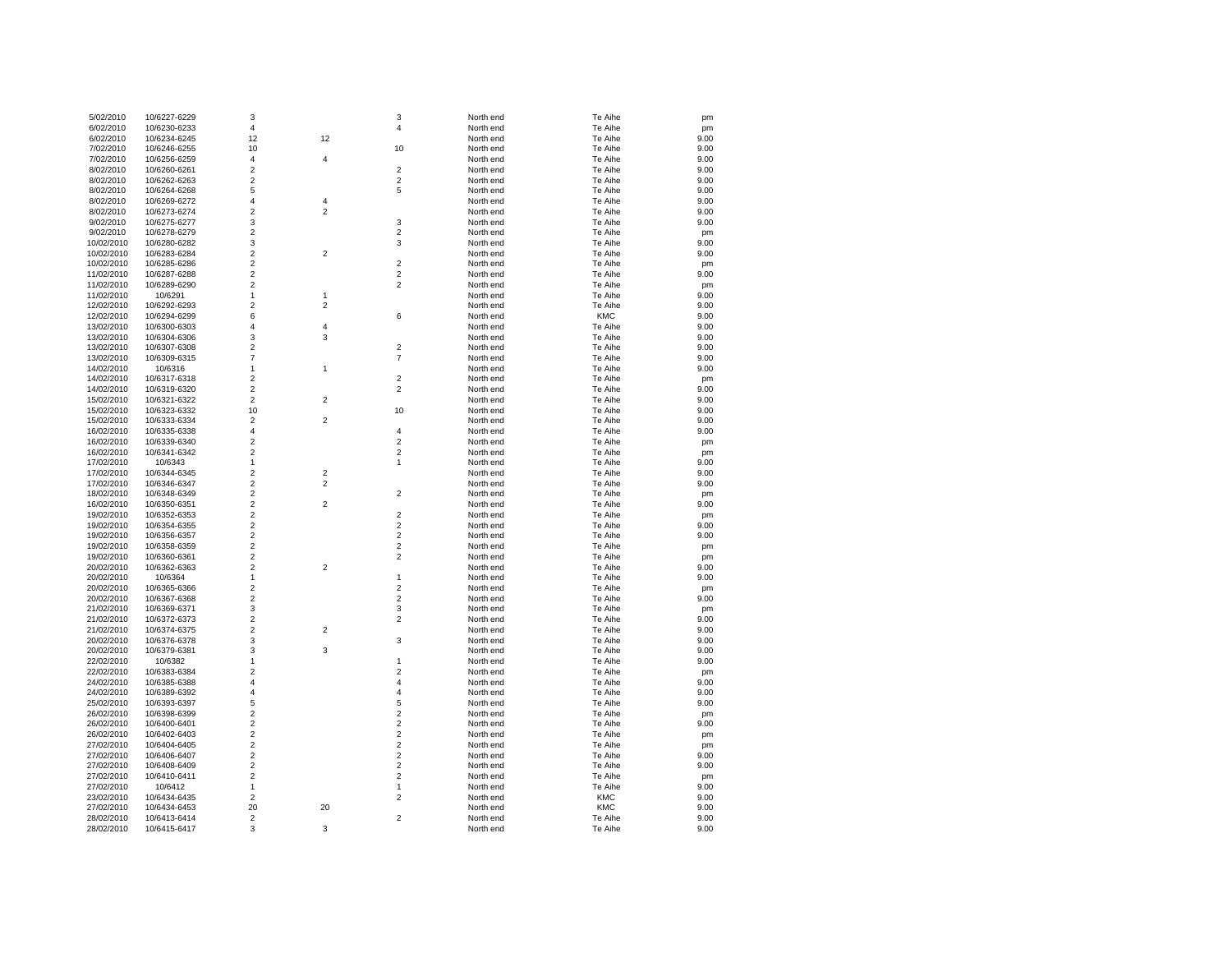| | | | | | | | |
|---|---|---|---|---|---|---|---|
| 5/02/2010 | 10/6227-6229 | 3 | | 3 | North end | Te Aihe | pm |
| 6/02/2010 | 10/6230-6233 | 4 | | 4 | North end | Te Aihe | pm |
| 6/02/2010 | 10/6234-6245 | 12 | 12 | | North end | Te Aihe | 9.00 |
| 7/02/2010 | 10/6246-6255 | 10 | | 10 | North end | Te Aihe | 9.00 |
| 7/02/2010 | 10/6256-6259 | 4 | 4 | | North end | Te Aihe | 9.00 |
| 8/02/2010 | 10/6260-6261 | 2 | | 2 | North end | Te Aihe | 9.00 |
| 8/02/2010 | 10/6262-6263 | 2 | | 2 | North end | Te Aihe | 9.00 |
| 8/02/2010 | 10/6264-6268 | 5 | | 5 | North end | Te Aihe | 9.00 |
| 8/02/2010 | 10/6269-6272 | 4 | 4 | | North end | Te Aihe | 9.00 |
| 8/02/2010 | 10/6273-6274 | 2 | 2 | | North end | Te Aihe | 9.00 |
| 9/02/2010 | 10/6275-6277 | 3 | | 3 | North end | Te Aihe | 9.00 |
| 9/02/2010 | 10/6278-6279 | 2 | | 2 | North end | Te Aihe | pm |
| 10/02/2010 | 10/6280-6282 | 3 | | 3 | North end | Te Aihe | 9.00 |
| 10/02/2010 | 10/6283-6284 | 2 | 2 | | North end | Te Aihe | 9.00 |
| 10/02/2010 | 10/6285-6286 | 2 | | 2 | North end | Te Aihe | pm |
| 11/02/2010 | 10/6287-6288 | 2 | | 2 | North end | Te Aihe | 9.00 |
| 11/02/2010 | 10/6289-6290 | 2 | | 2 | North end | Te Aihe | pm |
| 11/02/2010 | 10/6291 | 1 | 1 | | North end | Te Aihe | 9.00 |
| 12/02/2010 | 10/6292-6293 | 2 | 2 | | North end | Te Aihe | 9.00 |
| 12/02/2010 | 10/6294-6299 | 6 | | 6 | North end | KMC | 9.00 |
| 13/02/2010 | 10/6300-6303 | 4 | 4 | | North end | Te Aihe | 9.00 |
| 13/02/2010 | 10/6304-6306 | 3 | 3 | | North end | Te Aihe | 9.00 |
| 13/02/2010 | 10/6307-6308 | 2 | | 2 | North end | Te Aihe | 9.00 |
| 13/02/2010 | 10/6309-6315 | 7 | | 7 | North end | Te Aihe | 9.00 |
| 14/02/2010 | 10/6316 | 1 | 1 | | North end | Te Aihe | 9.00 |
| 14/02/2010 | 10/6317-6318 | 2 | | 2 | North end | Te Aihe | pm |
| 14/02/2010 | 10/6319-6320 | 2 | | 2 | North end | Te Aihe | 9.00 |
| 15/02/2010 | 10/6321-6322 | 2 | 2 | | North end | Te Aihe | 9.00 |
| 15/02/2010 | 10/6323-6332 | 10 | | 10 | North end | Te Aihe | 9.00 |
| 15/02/2010 | 10/6333-6334 | 2 | 2 | | North end | Te Aihe | 9.00 |
| 16/02/2010 | 10/6335-6338 | 4 | | 4 | North end | Te Aihe | 9.00 |
| 16/02/2010 | 10/6339-6340 | 2 | | 2 | North end | Te Aihe | pm |
| 16/02/2010 | 10/6341-6342 | 2 | | 2 | North end | Te Aihe | pm |
| 17/02/2010 | 10/6343 | 1 | | 1 | North end | Te Aihe | 9.00 |
| 17/02/2010 | 10/6344-6345 | 2 | 2 | | North end | Te Aihe | 9.00 |
| 17/02/2010 | 10/6346-6347 | 2 | 2 | | North end | Te Aihe | 9.00 |
| 18/02/2010 | 10/6348-6349 | 2 | | 2 | North end | Te Aihe | pm |
| 16/02/2010 | 10/6350-6351 | 2 | 2 | | North end | Te Aihe | 9.00 |
| 19/02/2010 | 10/6352-6353 | 2 | | 2 | North end | Te Aihe | pm |
| 19/02/2010 | 10/6354-6355 | 2 | | 2 | North end | Te Aihe | 9.00 |
| 19/02/2010 | 10/6356-6357 | 2 | | 2 | North end | Te Aihe | 9.00 |
| 19/02/2010 | 10/6358-6359 | 2 | | 2 | North end | Te Aihe | pm |
| 19/02/2010 | 10/6360-6361 | 2 | | 2 | North end | Te Aihe | pm |
| 20/02/2010 | 10/6362-6363 | 2 | 2 | | North end | Te Aihe | 9.00 |
| 20/02/2010 | 10/6364 | 1 | | 1 | North end | Te Aihe | 9.00 |
| 20/02/2010 | 10/6365-6366 | 2 | | 2 | North end | Te Aihe | pm |
| 20/02/2010 | 10/6367-6368 | 2 | | 2 | North end | Te Aihe | 9.00 |
| 21/02/2010 | 10/6369-6371 | 3 | | 3 | North end | Te Aihe | pm |
| 21/02/2010 | 10/6372-6373 | 2 | | 2 | North end | Te Aihe | 9.00 |
| 21/02/2010 | 10/6374-6375 | 2 | 2 | | North end | Te Aihe | 9.00 |
| 20/02/2010 | 10/6376-6378 | 3 | | 3 | North end | Te Aihe | 9.00 |
| 20/02/2010 | 10/6379-6381 | 3 | 3 | | North end | Te Aihe | 9.00 |
| 22/02/2010 | 10/6382 | 1 | | 1 | North end | Te Aihe | 9.00 |
| 22/02/2010 | 10/6383-6384 | 2 | | 2 | North end | Te Aihe | pm |
| 24/02/2010 | 10/6385-6388 | 4 | | 4 | North end | Te Aihe | 9.00 |
| 24/02/2010 | 10/6389-6392 | 4 | | 4 | North end | Te Aihe | 9.00 |
| 25/02/2010 | 10/6393-6397 | 5 | | 5 | North end | Te Aihe | 9.00 |
| 26/02/2010 | 10/6398-6399 | 2 | | 2 | North end | Te Aihe | pm |
| 26/02/2010 | 10/6400-6401 | 2 | | 2 | North end | Te Aihe | 9.00 |
| 26/02/2010 | 10/6402-6403 | 2 | | 2 | North end | Te Aihe | pm |
| 27/02/2010 | 10/6404-6405 | 2 | | 2 | North end | Te Aihe | pm |
| 27/02/2010 | 10/6406-6407 | 2 | | 2 | North end | Te Aihe | 9.00 |
| 27/02/2010 | 10/6408-6409 | 2 | | 2 | North end | Te Aihe | 9.00 |
| 27/02/2010 | 10/6410-6411 | 2 | | 2 | North end | Te Aihe | pm |
| 27/02/2010 | 10/6412 | 1 | | 1 | North end | Te Aihe | 9.00 |
| 23/02/2010 | 10/6434-6435 | 2 | | 2 | North end | KMC | 9.00 |
| 27/02/2010 | 10/6434-6453 | 20 | 20 | | North end | KMC | 9.00 |
| 28/02/2010 | 10/6413-6414 | 2 | | 2 | North end | Te Aihe | 9.00 |
| 28/02/2010 | 10/6415-6417 | 3 | 3 | | North end | Te Aihe | 9.00 |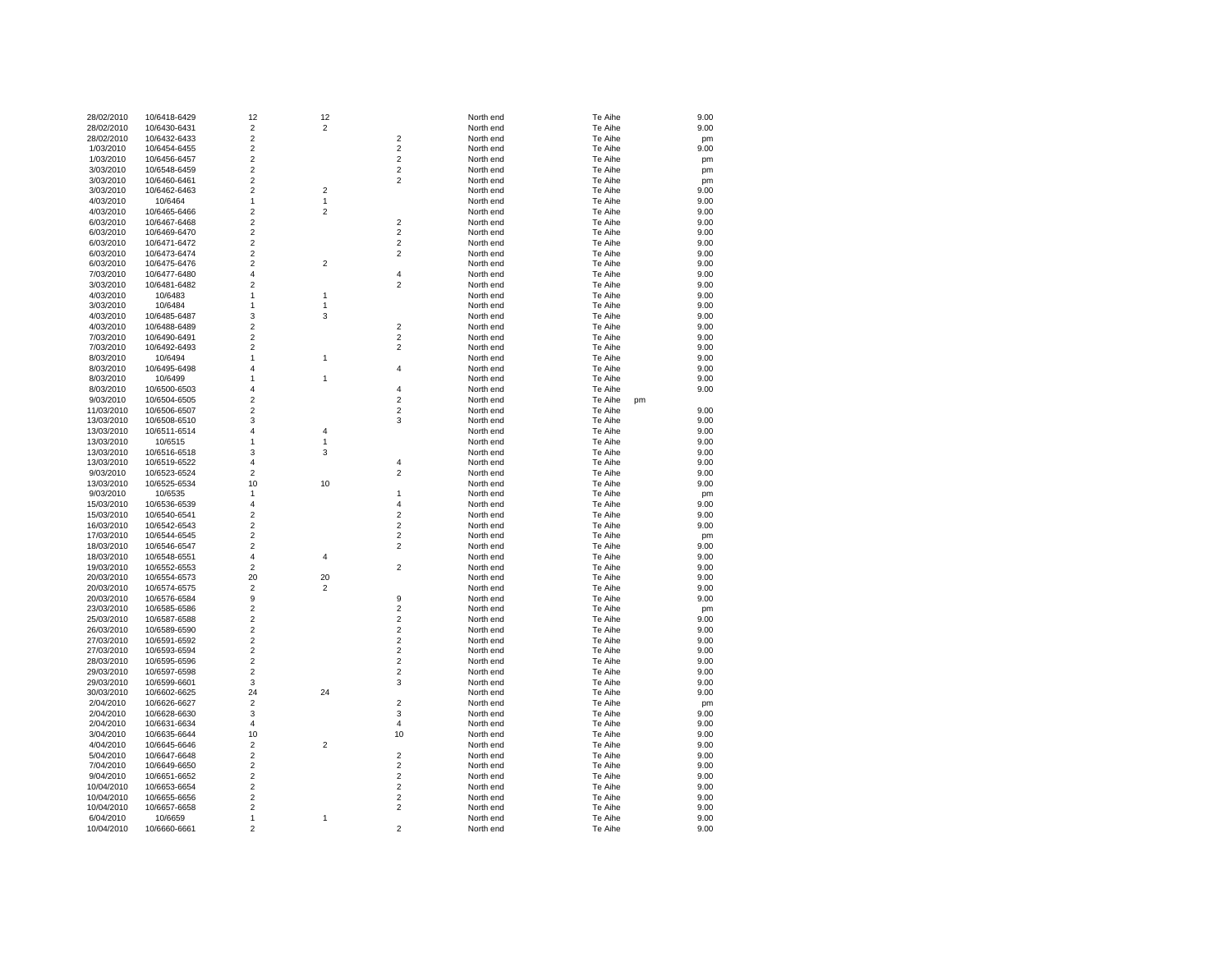| | | | | | | | | |
|---|---|---|---|---|---|---|---|---|
| 28/02/2010 | 10/6418-6429 | 12 | 12 | | North end | Te Aihe | | 9.00 |
| 28/02/2010 | 10/6430-6431 | 2 | 2 | | North end | Te Aihe | | 9.00 |
| 28/02/2010 | 10/6432-6433 | 2 | | 2 | North end | Te Aihe | | pm |
| 1/03/2010 | 10/6454-6455 | 2 | | 2 | North end | Te Aihe | | 9.00 |
| 1/03/2010 | 10/6456-6457 | 2 | | 2 | North end | Te Aihe | | pm |
| 3/03/2010 | 10/6548-6459 | 2 | | 2 | North end | Te Aihe | | pm |
| 3/03/2010 | 10/6460-6461 | 2 | | 2 | North end | Te Aihe | | pm |
| 3/03/2010 | 10/6462-6463 | 2 | 2 | | North end | Te Aihe | | 9.00 |
| 4/03/2010 | 10/6464 | 1 | 1 | | North end | Te Aihe | | 9.00 |
| 4/03/2010 | 10/6465-6466 | 2 | 2 | | North end | Te Aihe | | 9.00 |
| 6/03/2010 | 10/6467-6468 | 2 | | 2 | North end | Te Aihe | | 9.00 |
| 6/03/2010 | 10/6469-6470 | 2 | | 2 | North end | Te Aihe | | 9.00 |
| 6/03/2010 | 10/6471-6472 | 2 | | 2 | North end | Te Aihe | | 9.00 |
| 6/03/2010 | 10/6473-6474 | 2 | | 2 | North end | Te Aihe | | 9.00 |
| 6/03/2010 | 10/6475-6476 | 2 | 2 | | North end | Te Aihe | | 9.00 |
| 7/03/2010 | 10/6477-6480 | 4 | | 4 | North end | Te Aihe | | 9.00 |
| 3/03/2010 | 10/6481-6482 | 2 | | 2 | North end | Te Aihe | | 9.00 |
| 4/03/2010 | 10/6483 | 1 | 1 | | North end | Te Aihe | | 9.00 |
| 3/03/2010 | 10/6484 | 1 | 1 | | North end | Te Aihe | | 9.00 |
| 4/03/2010 | 10/6485-6487 | 3 | 3 | | North end | Te Aihe | | 9.00 |
| 4/03/2010 | 10/6488-6489 | 2 | | 2 | North end | Te Aihe | | 9.00 |
| 7/03/2010 | 10/6490-6491 | 2 | | 2 | North end | Te Aihe | | 9.00 |
| 7/03/2010 | 10/6492-6493 | 2 | | 2 | North end | Te Aihe | | 9.00 |
| 8/03/2010 | 10/6494 | 1 | 1 | | North end | Te Aihe | | 9.00 |
| 8/03/2010 | 10/6495-6498 | 4 | | 4 | North end | Te Aihe | | 9.00 |
| 8/03/2010 | 10/6499 | 1 | 1 | | North end | Te Aihe | | 9.00 |
| 8/03/2010 | 10/6500-6503 | 4 | | 4 | North end | Te Aihe | | 9.00 |
| 9/03/2010 | 10/6504-6505 | 2 | | 2 | North end | Te Aihe | pm | |
| 11/03/2010 | 10/6506-6507 | 2 | | 2 | North end | Te Aihe | | 9.00 |
| 13/03/2010 | 10/6508-6510 | 3 | | 3 | North end | Te Aihe | | 9.00 |
| 13/03/2010 | 10/6511-6514 | 4 | 4 | | North end | Te Aihe | | 9.00 |
| 13/03/2010 | 10/6515 | 1 | 1 | | North end | Te Aihe | | 9.00 |
| 13/03/2010 | 10/6516-6518 | 3 | 3 | | North end | Te Aihe | | 9.00 |
| 13/03/2010 | 10/6519-6522 | 4 | | 4 | North end | Te Aihe | | 9.00 |
| 9/03/2010 | 10/6523-6524 | 2 | | 2 | North end | Te Aihe | | 9.00 |
| 13/03/2010 | 10/6525-6534 | 10 | 10 | | North end | Te Aihe | | 9.00 |
| 9/03/2010 | 10/6535 | 1 | | 1 | North end | Te Aihe | | pm |
| 15/03/2010 | 10/6536-6539 | 4 | | 4 | North end | Te Aihe | | 9.00 |
| 15/03/2010 | 10/6540-6541 | 2 | | 2 | North end | Te Aihe | | 9.00 |
| 16/03/2010 | 10/6542-6543 | 2 | | 2 | North end | Te Aihe | | 9.00 |
| 17/03/2010 | 10/6544-6545 | 2 | | 2 | North end | Te Aihe | | pm |
| 18/03/2010 | 10/6546-6547 | 2 | | 2 | North end | Te Aihe | | 9.00 |
| 18/03/2010 | 10/6548-6551 | 4 | 4 | | North end | Te Aihe | | 9.00 |
| 19/03/2010 | 10/6552-6553 | 2 | | 2 | North end | Te Aihe | | 9.00 |
| 20/03/2010 | 10/6554-6573 | 20 | 20 | | North end | Te Aihe | | 9.00 |
| 20/03/2010 | 10/6574-6575 | 2 | 2 | | North end | Te Aihe | | 9.00 |
| 20/03/2010 | 10/6576-6584 | 9 | | 9 | North end | Te Aihe | | 9.00 |
| 23/03/2010 | 10/6585-6586 | 2 | | 2 | North end | Te Aihe | | pm |
| 25/03/2010 | 10/6587-6588 | 2 | | 2 | North end | Te Aihe | | 9.00 |
| 26/03/2010 | 10/6589-6590 | 2 | | 2 | North end | Te Aihe | | 9.00 |
| 27/03/2010 | 10/6591-6592 | 2 | | 2 | North end | Te Aihe | | 9.00 |
| 27/03/2010 | 10/6593-6594 | 2 | | 2 | North end | Te Aihe | | 9.00 |
| 28/03/2010 | 10/6595-6596 | 2 | | 2 | North end | Te Aihe | | 9.00 |
| 29/03/2010 | 10/6597-6598 | 2 | | 2 | North end | Te Aihe | | 9.00 |
| 29/03/2010 | 10/6599-6601 | 3 | | 3 | North end | Te Aihe | | 9.00 |
| 30/03/2010 | 10/6602-6625 | 24 | 24 | | North end | Te Aihe | | 9.00 |
| 2/04/2010 | 10/6626-6627 | 2 | | 2 | North end | Te Aihe | | pm |
| 2/04/2010 | 10/6628-6630 | 3 | | 3 | North end | Te Aihe | | 9.00 |
| 2/04/2010 | 10/6631-6634 | 4 | | 4 | North end | Te Aihe | | 9.00 |
| 3/04/2010 | 10/6635-6644 | 10 | | 10 | North end | Te Aihe | | 9.00 |
| 4/04/2010 | 10/6645-6646 | 2 | 2 | | North end | Te Aihe | | 9.00 |
| 5/04/2010 | 10/6647-6648 | 2 | | 2 | North end | Te Aihe | | 9.00 |
| 7/04/2010 | 10/6649-6650 | 2 | | 2 | North end | Te Aihe | | 9.00 |
| 9/04/2010 | 10/6651-6652 | 2 | | 2 | North end | Te Aihe | | 9.00 |
| 10/04/2010 | 10/6653-6654 | 2 | | 2 | North end | Te Aihe | | 9.00 |
| 10/04/2010 | 10/6655-6656 | 2 | | 2 | North end | Te Aihe | | 9.00 |
| 10/04/2010 | 10/6657-6658 | 2 | | 2 | North end | Te Aihe | | 9.00 |
| 6/04/2010 | 10/6659 | 1 | 1 | | North end | Te Aihe | | 9.00 |
| 10/04/2010 | 10/6660-6661 | 2 | | 2 | North end | Te Aihe | | 9.00 |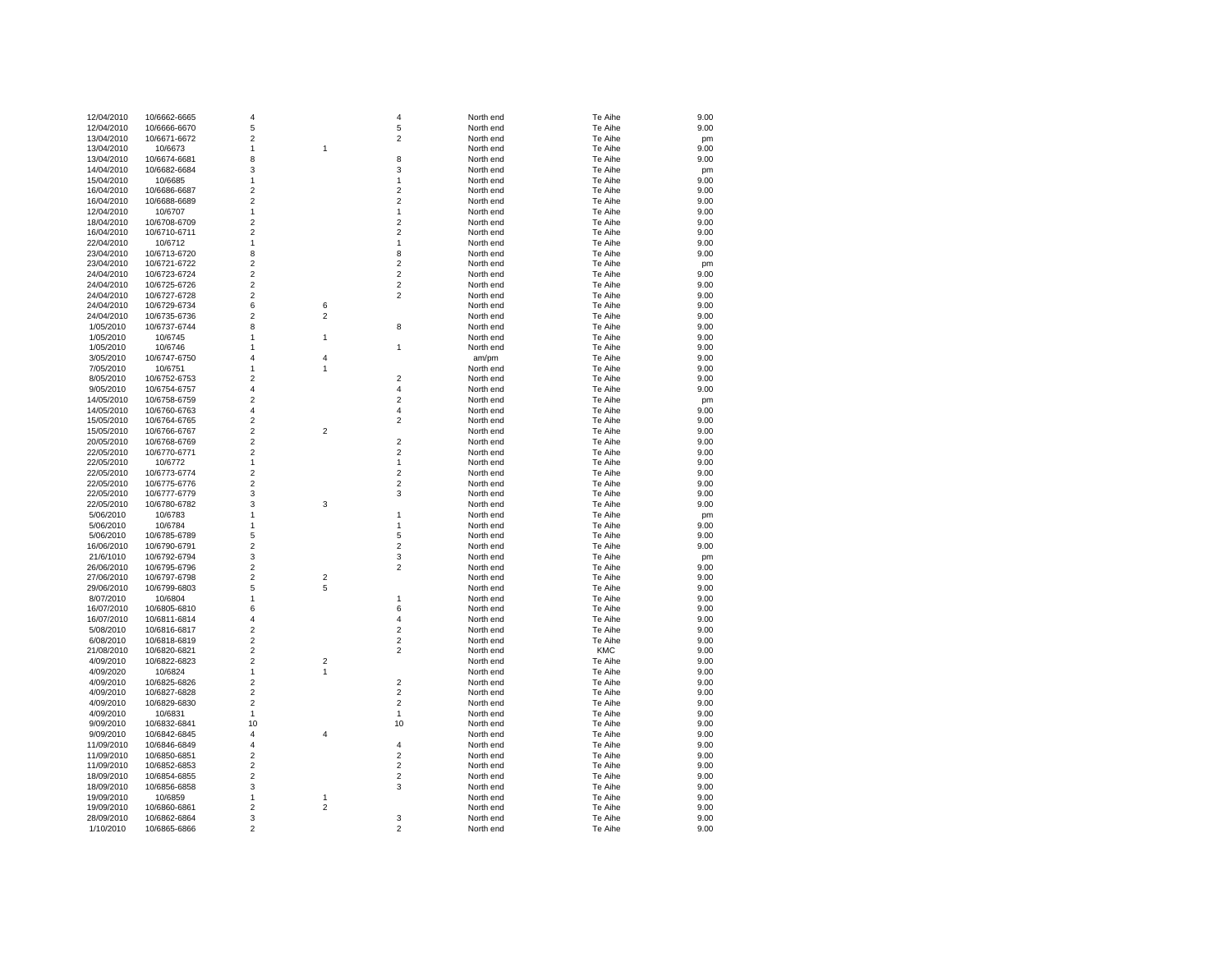| | | | | | | | |
|---|---|---|---|---|---|---|---|
| 12/04/2010 | 10/6662-6665 | 4 | | 4 | North end | Te Aihe | 9.00 |
| 12/04/2010 | 10/6666-6670 | 5 | | 5 | North end | Te Aihe | 9.00 |
| 13/04/2010 | 10/6671-6672 | 2 | | 2 | North end | Te Aihe | pm |
| 13/04/2010 | 10/6673 | 1 | 1 | | North end | Te Aihe | 9.00 |
| 13/04/2010 | 10/6674-6681 | 8 | | 8 | North end | Te Aihe | 9.00 |
| 14/04/2010 | 10/6682-6684 | 3 | | 3 | North end | Te Aihe | pm |
| 15/04/2010 | 10/6685 | 1 | | 1 | North end | Te Aihe | 9.00 |
| 16/04/2010 | 10/6686-6687 | 2 | | 2 | North end | Te Aihe | 9.00 |
| 16/04/2010 | 10/6688-6689 | 2 | | 2 | North end | Te Aihe | 9.00 |
| 12/04/2010 | 10/6707 | 1 | | 1 | North end | Te Aihe | 9.00 |
| 18/04/2010 | 10/6708-6709 | 2 | | 2 | North end | Te Aihe | 9.00 |
| 16/04/2010 | 10/6710-6711 | 2 | | 2 | North end | Te Aihe | 9.00 |
| 22/04/2010 | 10/6712 | 1 | | 1 | North end | Te Aihe | 9.00 |
| 23/04/2010 | 10/6713-6720 | 8 | | 8 | North end | Te Aihe | 9.00 |
| 23/04/2010 | 10/6721-6722 | 2 | | 2 | North end | Te Aihe | pm |
| 24/04/2010 | 10/6723-6724 | 2 | | 2 | North end | Te Aihe | 9.00 |
| 24/04/2010 | 10/6725-6726 | 2 | | 2 | North end | Te Aihe | 9.00 |
| 24/04/2010 | 10/6727-6728 | 2 | | 2 | North end | Te Aihe | 9.00 |
| 24/04/2010 | 10/6729-6734 | 6 | 6 | | North end | Te Aihe | 9.00 |
| 24/04/2010 | 10/6735-6736 | 2 | 2 | | North end | Te Aihe | 9.00 |
| 1/05/2010 | 10/6737-6744 | 8 | | 8 | North end | Te Aihe | 9.00 |
| 1/05/2010 | 10/6745 | 1 | 1 | | North end | Te Aihe | 9.00 |
| 1/05/2010 | 10/6746 | 1 | | 1 | North end | Te Aihe | 9.00 |
| 3/05/2010 | 10/6747-6750 | 4 | 4 | | am/pm | Te Aihe | 9.00 |
| 7/05/2010 | 10/6751 | 1 | 1 | | North end | Te Aihe | 9.00 |
| 8/05/2010 | 10/6752-6753 | 2 | | 2 | North end | Te Aihe | 9.00 |
| 9/05/2010 | 10/6754-6757 | 4 | | 4 | North end | Te Aihe | 9.00 |
| 14/05/2010 | 10/6758-6759 | 2 | | 2 | North end | Te Aihe | pm |
| 14/05/2010 | 10/6760-6763 | 4 | | 4 | North end | Te Aihe | 9.00 |
| 15/05/2010 | 10/6764-6765 | 2 | | 2 | North end | Te Aihe | 9.00 |
| 15/05/2010 | 10/6766-6767 | 2 | 2 | | North end | Te Aihe | 9.00 |
| 20/05/2010 | 10/6768-6769 | 2 | | 2 | North end | Te Aihe | 9.00 |
| 22/05/2010 | 10/6770-6771 | 2 | | 2 | North end | Te Aihe | 9.00 |
| 22/05/2010 | 10/6772 | 1 | | 1 | North end | Te Aihe | 9.00 |
| 22/05/2010 | 10/6773-6774 | 2 | | 2 | North end | Te Aihe | 9.00 |
| 22/05/2010 | 10/6775-6776 | 2 | | 2 | North end | Te Aihe | 9.00 |
| 22/05/2010 | 10/6777-6779 | 3 | | 3 | North end | Te Aihe | 9.00 |
| 22/05/2010 | 10/6780-6782 | 3 | 3 | | North end | Te Aihe | 9.00 |
| 5/06/2010 | 10/6783 | 1 | | 1 | North end | Te Aihe | pm |
| 5/06/2010 | 10/6784 | 1 | | 1 | North end | Te Aihe | 9.00 |
| 5/06/2010 | 10/6785-6789 | 5 | | 5 | North end | Te Aihe | 9.00 |
| 16/06/2010 | 10/6790-6791 | 2 | | 2 | North end | Te Aihe | 9.00 |
| 21/6/1010 | 10/6792-6794 | 3 | | 3 | North end | Te Aihe | pm |
| 26/06/2010 | 10/6795-6796 | 2 | | 2 | North end | Te Aihe | 9.00 |
| 27/06/2010 | 10/6797-6798 | 2 | 2 | | North end | Te Aihe | 9.00 |
| 29/06/2010 | 10/6799-6803 | 5 | 5 | | North end | Te Aihe | 9.00 |
| 8/07/2010 | 10/6804 | 1 | | 1 | North end | Te Aihe | 9.00 |
| 16/07/2010 | 10/6805-6810 | 6 | | 6 | North end | Te Aihe | 9.00 |
| 16/07/2010 | 10/6811-6814 | 4 | | 4 | North end | Te Aihe | 9.00 |
| 5/08/2010 | 10/6816-6817 | 2 | | 2 | North end | Te Aihe | 9.00 |
| 6/08/2010 | 10/6818-6819 | 2 | | 2 | North end | Te Aihe | 9.00 |
| 21/08/2010 | 10/6820-6821 | 2 | | 2 | North end | KMC | 9.00 |
| 4/09/2010 | 10/6822-6823 | 2 | 2 | | North end | Te Aihe | 9.00 |
| 4/09/2020 | 10/6824 | 1 | 1 | | North end | Te Aihe | 9.00 |
| 4/09/2010 | 10/6825-6826 | 2 | | 2 | North end | Te Aihe | 9.00 |
| 4/09/2010 | 10/6827-6828 | 2 | | 2 | North end | Te Aihe | 9.00 |
| 4/09/2010 | 10/6829-6830 | 2 | | 2 | North end | Te Aihe | 9.00 |
| 4/09/2010 | 10/6831 | 1 | | 1 | North end | Te Aihe | 9.00 |
| 9/09/2010 | 10/6832-6841 | 10 | | 10 | North end | Te Aihe | 9.00 |
| 9/09/2010 | 10/6842-6845 | 4 | 4 | | North end | Te Aihe | 9.00 |
| 11/09/2010 | 10/6846-6849 | 4 | | 4 | North end | Te Aihe | 9.00 |
| 11/09/2010 | 10/6850-6851 | 2 | | 2 | North end | Te Aihe | 9.00 |
| 11/09/2010 | 10/6852-6853 | 2 | | 2 | North end | Te Aihe | 9.00 |
| 18/09/2010 | 10/6854-6855 | 2 | | 2 | North end | Te Aihe | 9.00 |
| 18/09/2010 | 10/6856-6858 | 3 | | 3 | North end | Te Aihe | 9.00 |
| 19/09/2010 | 10/6859 | 1 | 1 | | North end | Te Aihe | 9.00 |
| 19/09/2010 | 10/6860-6861 | 2 | 2 | | North end | Te Aihe | 9.00 |
| 28/09/2010 | 10/6862-6864 | 3 | | 3 | North end | Te Aihe | 9.00 |
| 1/10/2010 | 10/6865-6866 | 2 | | 2 | North end | Te Aihe | 9.00 |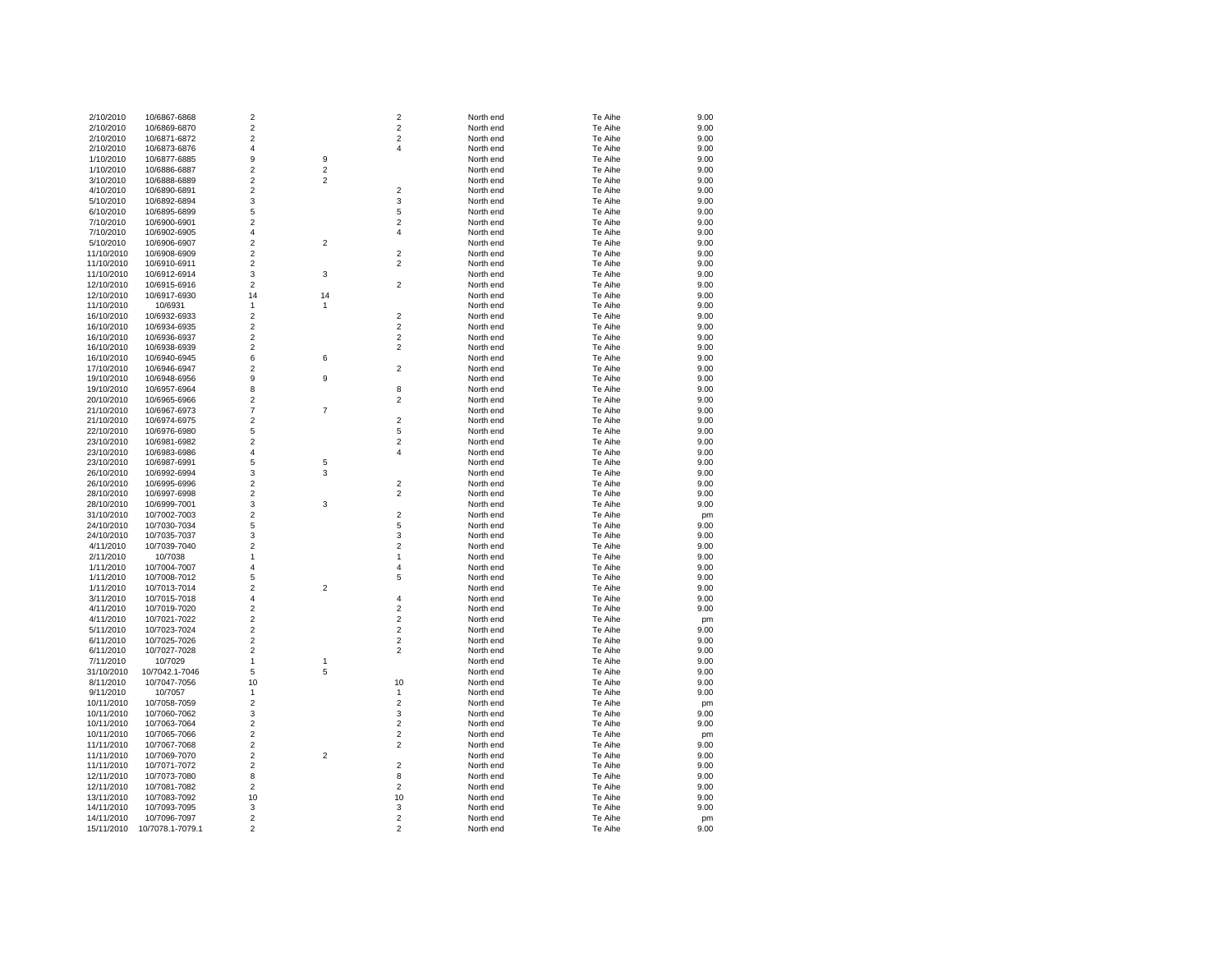| | | | | | | | |
|---|---|---|---|---|---|---|---|
| 2/10/2010 | 10/6867-6868 | 2 | | 2 | North end | Te Aihe | 9.00 |
| 2/10/2010 | 10/6869-6870 | 2 | | 2 | North end | Te Aihe | 9.00 |
| 2/10/2010 | 10/6871-6872 | 2 | | 2 | North end | Te Aihe | 9.00 |
| 2/10/2010 | 10/6873-6876 | 4 | | 4 | North end | Te Aihe | 9.00 |
| 1/10/2010 | 10/6877-6885 | 9 | 9 | | North end | Te Aihe | 9.00 |
| 1/10/2010 | 10/6886-6887 | 2 | 2 | | North end | Te Aihe | 9.00 |
| 3/10/2010 | 10/6888-6889 | 2 | 2 | | North end | Te Aihe | 9.00 |
| 4/10/2010 | 10/6890-6891 | 2 | | 2 | North end | Te Aihe | 9.00 |
| 5/10/2010 | 10/6892-6894 | 3 | | 3 | North end | Te Aihe | 9.00 |
| 6/10/2010 | 10/6895-6899 | 5 | | 5 | North end | Te Aihe | 9.00 |
| 7/10/2010 | 10/6900-6901 | 2 | | 2 | North end | Te Aihe | 9.00 |
| 7/10/2010 | 10/6902-6905 | 4 | | 4 | North end | Te Aihe | 9.00 |
| 5/10/2010 | 10/6906-6907 | 2 | 2 | | North end | Te Aihe | 9.00 |
| 11/10/2010 | 10/6908-6909 | 2 | | 2 | North end | Te Aihe | 9.00 |
| 11/10/2010 | 10/6910-6911 | 2 | | 2 | North end | Te Aihe | 9.00 |
| 11/10/2010 | 10/6912-6914 | 3 | 3 | | North end | Te Aihe | 9.00 |
| 12/10/2010 | 10/6915-6916 | 2 | | 2 | North end | Te Aihe | 9.00 |
| 12/10/2010 | 10/6917-6930 | 14 | 14 | | North end | Te Aihe | 9.00 |
| 11/10/2010 | 10/6931 | 1 | 1 | | North end | Te Aihe | 9.00 |
| 16/10/2010 | 10/6932-6933 | 2 | | 2 | North end | Te Aihe | 9.00 |
| 16/10/2010 | 10/6934-6935 | 2 | | 2 | North end | Te Aihe | 9.00 |
| 16/10/2010 | 10/6936-6937 | 2 | | 2 | North end | Te Aihe | 9.00 |
| 16/10/2010 | 10/6938-6939 | 2 | | 2 | North end | Te Aihe | 9.00 |
| 16/10/2010 | 10/6940-6945 | 6 | 6 | | North end | Te Aihe | 9.00 |
| 17/10/2010 | 10/6946-6947 | 2 | | 2 | North end | Te Aihe | 9.00 |
| 19/10/2010 | 10/6948-6956 | 9 | 9 | | North end | Te Aihe | 9.00 |
| 19/10/2010 | 10/6957-6964 | 8 | | 8 | North end | Te Aihe | 9.00 |
| 20/10/2010 | 10/6965-6966 | 2 | | 2 | North end | Te Aihe | 9.00 |
| 21/10/2010 | 10/6967-6973 | 7 | 7 | | North end | Te Aihe | 9.00 |
| 21/10/2010 | 10/6974-6975 | 2 | | 2 | North end | Te Aihe | 9.00 |
| 22/10/2010 | 10/6976-6980 | 5 | | 5 | North end | Te Aihe | 9.00 |
| 23/10/2010 | 10/6981-6982 | 2 | | 2 | North end | Te Aihe | 9.00 |
| 23/10/2010 | 10/6983-6986 | 4 | | 4 | North end | Te Aihe | 9.00 |
| 23/10/2010 | 10/6987-6991 | 5 | 5 | | North end | Te Aihe | 9.00 |
| 26/10/2010 | 10/6992-6994 | 3 | 3 | | North end | Te Aihe | 9.00 |
| 26/10/2010 | 10/6995-6996 | 2 | | 2 | North end | Te Aihe | 9.00 |
| 28/10/2010 | 10/6997-6998 | 2 | | 2 | North end | Te Aihe | 9.00 |
| 28/10/2010 | 10/6999-7001 | 3 | 3 | | North end | Te Aihe | 9.00 |
| 31/10/2010 | 10/7002-7003 | 2 | | 2 | North end | Te Aihe | pm |
| 24/10/2010 | 10/7030-7034 | 5 | | 5 | North end | Te Aihe | 9.00 |
| 24/10/2010 | 10/7035-7037 | 3 | | 3 | North end | Te Aihe | 9.00 |
| 4/11/2010 | 10/7039-7040 | 2 | | 2 | North end | Te Aihe | 9.00 |
| 2/11/2010 | 10/7038 | 1 | | 1 | North end | Te Aihe | 9.00 |
| 1/11/2010 | 10/7004-7007 | 4 | | 4 | North end | Te Aihe | 9.00 |
| 1/11/2010 | 10/7008-7012 | 5 | | 5 | North end | Te Aihe | 9.00 |
| 1/11/2010 | 10/7013-7014 | 2 | 2 | | North end | Te Aihe | 9.00 |
| 3/11/2010 | 10/7015-7018 | 4 | | 4 | North end | Te Aihe | 9.00 |
| 4/11/2010 | 10/7019-7020 | 2 | | 2 | North end | Te Aihe | 9.00 |
| 4/11/2010 | 10/7021-7022 | 2 | | 2 | North end | Te Aihe | pm |
| 5/11/2010 | 10/7023-7024 | 2 | | 2 | North end | Te Aihe | 9.00 |
| 6/11/2010 | 10/7025-7026 | 2 | | 2 | North end | Te Aihe | 9.00 |
| 6/11/2010 | 10/7027-7028 | 2 | | 2 | North end | Te Aihe | 9.00 |
| 7/11/2010 | 10/7029 | 1 | 1 | | North end | Te Aihe | 9.00 |
| 31/10/2010 | 10/7042.1-7046 | 5 | 5 | | North end | Te Aihe | 9.00 |
| 8/11/2010 | 10/7047-7056 | 10 | | 10 | North end | Te Aihe | 9.00 |
| 9/11/2010 | 10/7057 | 1 | | 1 | North end | Te Aihe | 9.00 |
| 10/11/2010 | 10/7058-7059 | 2 | | 2 | North end | Te Aihe | pm |
| 10/11/2010 | 10/7060-7062 | 3 | | 3 | North end | Te Aihe | 9.00 |
| 10/11/2010 | 10/7063-7064 | 2 | | 2 | North end | Te Aihe | 9.00 |
| 10/11/2010 | 10/7065-7066 | 2 | | 2 | North end | Te Aihe | pm |
| 11/11/2010 | 10/7067-7068 | 2 | | 2 | North end | Te Aihe | 9.00 |
| 11/11/2010 | 10/7069-7070 | 2 | 2 | | North end | Te Aihe | 9.00 |
| 11/11/2010 | 10/7071-7072 | 2 | | 2 | North end | Te Aihe | 9.00 |
| 12/11/2010 | 10/7073-7080 | 8 | | 8 | North end | Te Aihe | 9.00 |
| 12/11/2010 | 10/7081-7082 | 2 | | 2 | North end | Te Aihe | 9.00 |
| 13/11/2010 | 10/7083-7092 | 10 | | 10 | North end | Te Aihe | 9.00 |
| 14/11/2010 | 10/7093-7095 | 3 | | 3 | North end | Te Aihe | 9.00 |
| 14/11/2010 | 10/7096-7097 | 2 | | 2 | North end | Te Aihe | pm |
| 15/11/2010 | 10/7078.1-7079.1 | 2 | | 2 | North end | Te Aihe | 9.00 |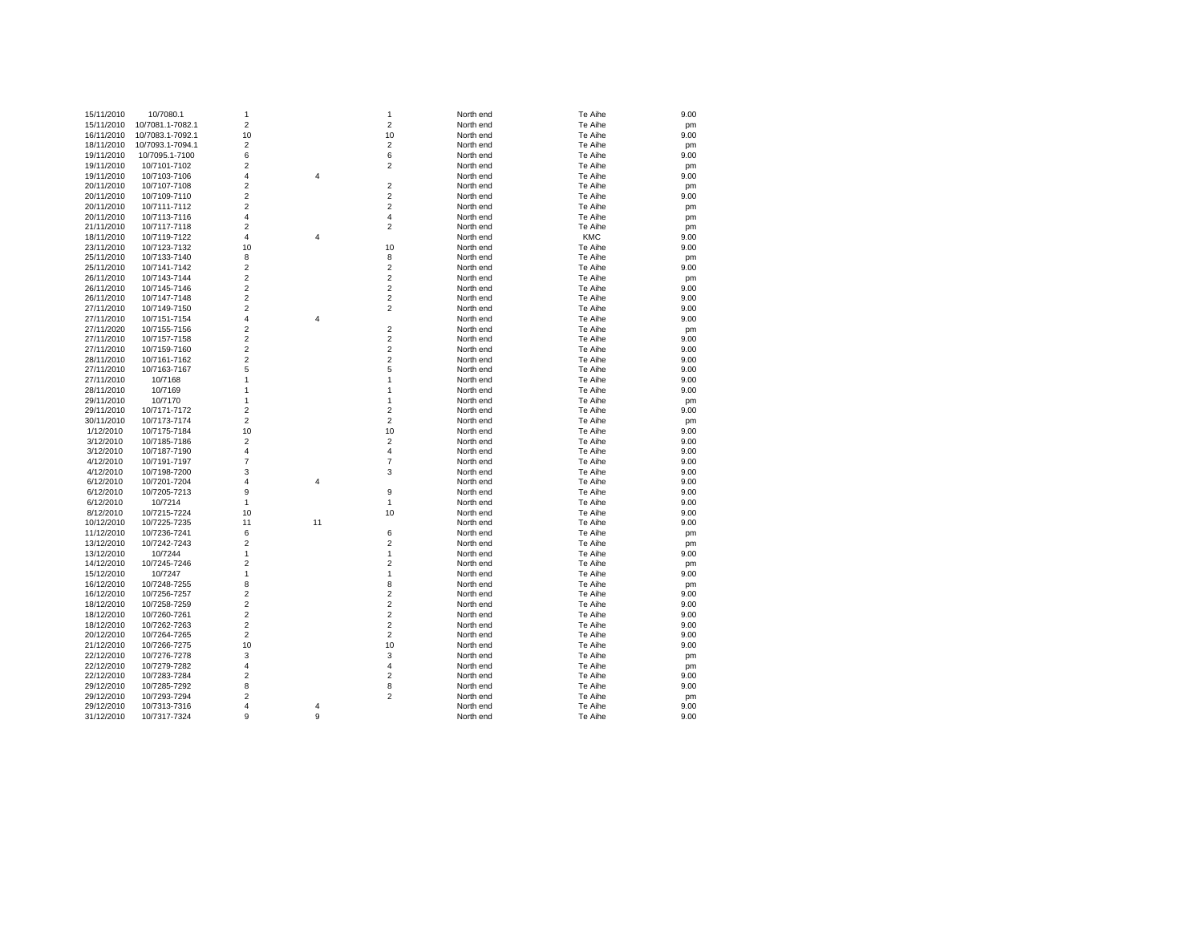| | | | | | | | |
|---|---|---|---|---|---|---|---|
| 15/11/2010 | 10/7080.1 | 1 | | 1 | North end | Te Aihe | 9.00 |
| 15/11/2010 | 10/7081.1-7082.1 | 2 | | 2 | North end | Te Aihe | pm |
| 16/11/2010 | 10/7083.1-7092.1 | 10 | | 10 | North end | Te Aihe | 9.00 |
| 18/11/2010 | 10/7093.1-7094.1 | 2 | | 2 | North end | Te Aihe | pm |
| 19/11/2010 | 10/7095.1-7100 | 6 | | 6 | North end | Te Aihe | 9.00 |
| 19/11/2010 | 10/7101-7102 | 2 | | 2 | North end | Te Aihe | pm |
| 19/11/2010 | 10/7103-7106 | 4 | 4 | | North end | Te Aihe | 9.00 |
| 20/11/2010 | 10/7107-7108 | 2 | | 2 | North end | Te Aihe | pm |
| 20/11/2010 | 10/7109-7110 | 2 | | 2 | North end | Te Aihe | 9.00 |
| 20/11/2010 | 10/7111-7112 | 2 | | 2 | North end | Te Aihe | pm |
| 20/11/2010 | 10/7113-7116 | 4 | | 4 | North end | Te Aihe | pm |
| 21/11/2010 | 10/7117-7118 | 2 | | 2 | North end | Te Aihe | pm |
| 18/11/2010 | 10/7119-7122 | 4 | 4 | | North end | KMC | 9.00 |
| 23/11/2010 | 10/7123-7132 | 10 | | 10 | North end | Te Aihe | 9.00 |
| 25/11/2010 | 10/7133-7140 | 8 | | 8 | North end | Te Aihe | pm |
| 25/11/2010 | 10/7141-7142 | 2 | | 2 | North end | Te Aihe | 9.00 |
| 26/11/2010 | 10/7143-7144 | 2 | | 2 | North end | Te Aihe | pm |
| 26/11/2010 | 10/7145-7146 | 2 | | 2 | North end | Te Aihe | 9.00 |
| 26/11/2010 | 10/7147-7148 | 2 | | 2 | North end | Te Aihe | 9.00 |
| 27/11/2010 | 10/7149-7150 | 2 | | 2 | North end | Te Aihe | 9.00 |
| 27/11/2010 | 10/7151-7154 | 4 | 4 | | North end | Te Aihe | 9.00 |
| 27/11/2020 | 10/7155-7156 | 2 | | 2 | North end | Te Aihe | pm |
| 27/11/2010 | 10/7157-7158 | 2 | | 2 | North end | Te Aihe | 9.00 |
| 27/11/2010 | 10/7159-7160 | 2 | | 2 | North end | Te Aihe | 9.00 |
| 28/11/2010 | 10/7161-7162 | 2 | | 2 | North end | Te Aihe | 9.00 |
| 27/11/2010 | 10/7163-7167 | 5 | | 5 | North end | Te Aihe | 9.00 |
| 27/11/2010 | 10/7168 | 1 | | 1 | North end | Te Aihe | 9.00 |
| 28/11/2010 | 10/7169 | 1 | | 1 | North end | Te Aihe | 9.00 |
| 29/11/2010 | 10/7170 | 1 | | 1 | North end | Te Aihe | pm |
| 29/11/2010 | 10/7171-7172 | 2 | | 2 | North end | Te Aihe | 9.00 |
| 30/11/2010 | 10/7173-7174 | 2 | | 2 | North end | Te Aihe | pm |
| 1/12/2010 | 10/7175-7184 | 10 | | 10 | North end | Te Aihe | 9.00 |
| 3/12/2010 | 10/7185-7186 | 2 | | 2 | North end | Te Aihe | 9.00 |
| 3/12/2010 | 10/7187-7190 | 4 | | 4 | North end | Te Aihe | 9.00 |
| 4/12/2010 | 10/7191-7197 | 7 | | 7 | North end | Te Aihe | 9.00 |
| 4/12/2010 | 10/7198-7200 | 3 | | 3 | North end | Te Aihe | 9.00 |
| 6/12/2010 | 10/7201-7204 | 4 | 4 | | North end | Te Aihe | 9.00 |
| 6/12/2010 | 10/7205-7213 | 9 | | 9 | North end | Te Aihe | 9.00 |
| 6/12/2010 | 10/7214 | 1 | | 1 | North end | Te Aihe | 9.00 |
| 8/12/2010 | 10/7215-7224 | 10 | | 10 | North end | Te Aihe | 9.00 |
| 10/12/2010 | 10/7225-7235 | 11 | 11 | | North end | Te Aihe | 9.00 |
| 11/12/2010 | 10/7236-7241 | 6 | | 6 | North end | Te Aihe | pm |
| 13/12/2010 | 10/7242-7243 | 2 | | 2 | North end | Te Aihe | pm |
| 13/12/2010 | 10/7244 | 1 | | 1 | North end | Te Aihe | 9.00 |
| 14/12/2010 | 10/7245-7246 | 2 | | 2 | North end | Te Aihe | pm |
| 15/12/2010 | 10/7247 | 1 | | 1 | North end | Te Aihe | 9.00 |
| 16/12/2010 | 10/7248-7255 | 8 | | 8 | North end | Te Aihe | pm |
| 16/12/2010 | 10/7256-7257 | 2 | | 2 | North end | Te Aihe | 9.00 |
| 18/12/2010 | 10/7258-7259 | 2 | | 2 | North end | Te Aihe | 9.00 |
| 18/12/2010 | 10/7260-7261 | 2 | | 2 | North end | Te Aihe | 9.00 |
| 18/12/2010 | 10/7262-7263 | 2 | | 2 | North end | Te Aihe | 9.00 |
| 20/12/2010 | 10/7264-7265 | 2 | | 2 | North end | Te Aihe | 9.00 |
| 21/12/2010 | 10/7266-7275 | 10 | | 10 | North end | Te Aihe | 9.00 |
| 22/12/2010 | 10/7276-7278 | 3 | | 3 | North end | Te Aihe | pm |
| 22/12/2010 | 10/7279-7282 | 4 | | 4 | North end | Te Aihe | pm |
| 22/12/2010 | 10/7283-7284 | 2 | | 2 | North end | Te Aihe | 9.00 |
| 29/12/2010 | 10/7285-7292 | 8 | | 8 | North end | Te Aihe | 9.00 |
| 29/12/2010 | 10/7293-7294 | 2 | | 2 | North end | Te Aihe | pm |
| 29/12/2010 | 10/7313-7316 | 4 | 4 | | North end | Te Aihe | 9.00 |
| 31/12/2010 | 10/7317-7324 | 9 | 9 | | North end | Te Aihe | 9.00 |